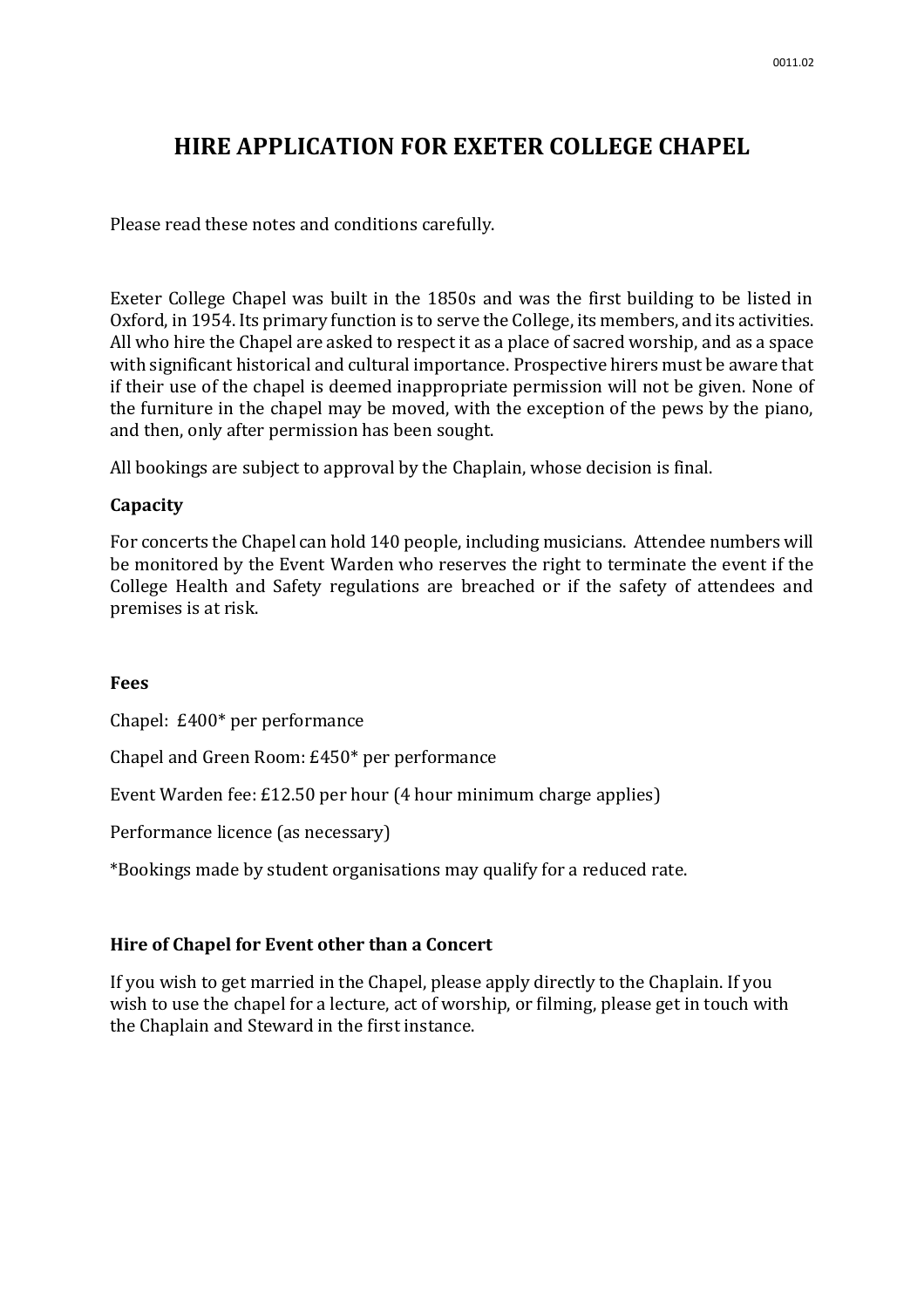# HIRE APPLICATION FOR EXETER COLLEGE CHAPEL

Please read these notes and conditions carefully.

Exeter College Chapel was built in the 1850s and was the first building to be listed in Oxford, in 1954. Its primary function is to serve the College, its members, and its activities. All who hire the Chapel are asked to respect it as a place of sacred worship, and as a space with significant historical and cultural importance. Prospective hirers must be aware that if their use of the chapel is deemed inappropriate permission will not be given. None of the furniture in the chapel may be moved, with the exception of the pews by the piano, and then, only after permission has been sought.

All bookings are subject to approval by the Chaplain, whose decision is final.

### Capacity

For concerts the Chapel can hold 140 people, including musicians. Attendee numbers will be monitored by the Event Warden who reserves the right to terminate the event if the College Health and Safety regulations are breached or if the safety of attendees and premises is at risk.

### Fees

Chapel: £400* per performance

Chapel and Green Room: £450* per performance

Event Warden fee: £12.50 per hour (4 hour minimum charge applies)

Performance licence (as necessary)

*Bookings made by student organisations may qualify for a reduced rate.

### Hire of Chapel for Event other than a Concert

If you wish to get married in the Chapel, please apply directly to the Chaplain. If you wish to use the chapel for a lecture, act of worship, or filming, please get in touch with the Chaplain and Steward in the first instance.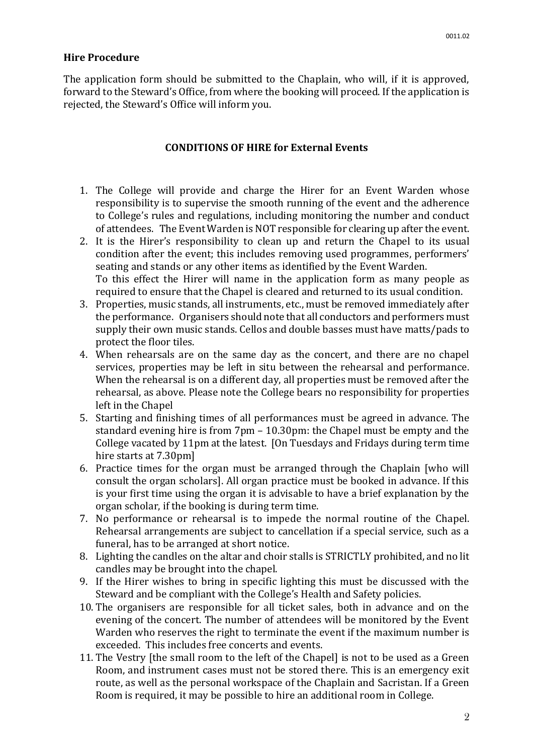**Hire Procedure**

The application form should be submitted to the Chaplain, who will, if it is approved, forward to the Steward's Office, from where the booking will proceed. If the application is rejected, the Steward's Office will inform you.

**CONDITIONS OF HIRE for External Events**

1. The College will provide and charge the Hirer for an Event Warden whose responsibility is to supervise the smooth running of the event and the adherence to College's rules and regulations, including monitoring the number and conduct of attendees. The Event Warden is NOT responsible for clearing up after the event.
2. It is the Hirer's responsibility to clean up and return the Chapel to its usual condition after the event; this includes removing used programmes, performers' seating and stands or any other items as identified by the Event Warden.
   To this effect the Hirer will name in the application form as many people as required to ensure that the Chapel is cleared and returned to its usual condition.
3. Properties, music stands, all instruments, etc., must be removed immediately after the performance. Organisers should note that all conductors and performers must supply their own music stands. Cellos and double basses must have matts/pads to protect the floor tiles.
4. When rehearsals are on the same day as the concert, and there are no chapel services, properties may be left in situ between the rehearsal and performance. When the rehearsal is on a different day, all properties must be removed after the rehearsal, as above. Please note the College bears no responsibility for properties left in the Chapel
5. Starting and finishing times of all performances must be agreed in advance. The standard evening hire is from 7pm – 10.30pm: the Chapel must be empty and the College vacated by 11pm at the latest. [On Tuesdays and Fridays during term time hire starts at 7.30pm]
6. Practice times for the organ must be arranged through the Chaplain [who will consult the organ scholars]. All organ practice must be booked in advance. If this is your first time using the organ it is advisable to have a brief explanation by the organ scholar, if the booking is during term time.
7. No performance or rehearsal is to impede the normal routine of the Chapel. Rehearsal arrangements are subject to cancellation if a special service, such as a funeral, has to be arranged at short notice.
8. Lighting the candles on the altar and choir stalls is STRICTLY prohibited, and no lit candles may be brought into the chapel.
9. If the Hirer wishes to bring in specific lighting this must be discussed with the Steward and be compliant with the College's Health and Safety policies.
10. The organisers are responsible for all ticket sales, both in advance and on the evening of the concert. The number of attendees will be monitored by the Event Warden who reserves the right to terminate the event if the maximum number is exceeded. This includes free concerts and events.
11. The Vestry [the small room to the left of the Chapel] is not to be used as a Green Room, and instrument cases must not be stored there. This is an emergency exit route, as well as the personal workspace of the Chaplain and Sacristan. If a Green Room is required, it may be possible to hire an additional room in College.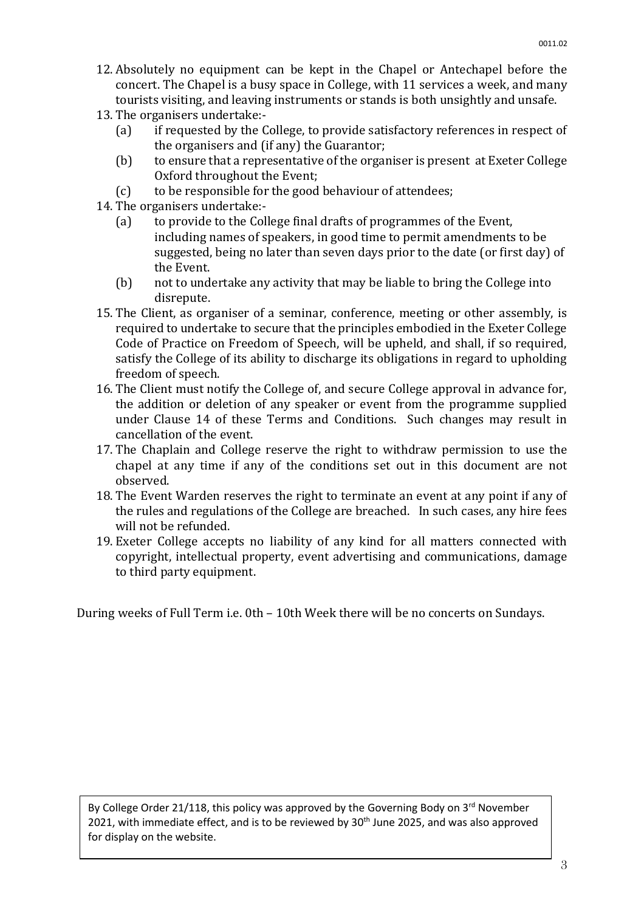12. Absolutely no equipment can be kept in the Chapel or Antechapel before the concert. The Chapel is a busy space in College, with 11 services a week, and many tourists visiting, and leaving instruments or stands is both unsightly and unsafe.
13. The organisers undertake:-
    - (a) if requested by the College, to provide satisfactory references in respect of the organisers and (if any) the Guarantor;
    - (b) to ensure that a representative of the organiser is present at Exeter College Oxford throughout the Event;
    - (c) to be responsible for the good behaviour of attendees;
14. The organisers undertake:-
    - (a) to provide to the College final drafts of programmes of the Event, including names of speakers, in good time to permit amendments to be suggested, being no later than seven days prior to the date (or first day) of the Event.
    - (b) not to undertake any activity that may be liable to bring the College into disrepute.
15. The Client, as organiser of a seminar, conference, meeting or other assembly, is required to undertake to secure that the principles embodied in the Exeter College Code of Practice on Freedom of Speech, will be upheld, and shall, if so required, satisfy the College of its ability to discharge its obligations in regard to upholding freedom of speech.
16. The Client must notify the College of, and secure College approval in advance for, the addition or deletion of any speaker or event from the programme supplied under Clause 14 of these Terms and Conditions. Such changes may result in cancellation of the event.
17. The Chaplain and College reserve the right to withdraw permission to use the chapel at any time if any of the conditions set out in this document are not observed.
18. The Event Warden reserves the right to terminate an event at any point if any of the rules and regulations of the College are breached. In such cases, any hire fees will not be refunded.
19. Exeter College accepts no liability of any kind for all matters connected with copyright, intellectual property, event advertising and communications, damage to third party equipment.

During weeks of Full Term i.e. 0th – 10th Week there will be no concerts on Sundays.

By College Order 21/118, this policy was approved by the Governing Body on 3rd November 2021, with immediate effect, and is to be reviewed by 30th June 2025, and was also approved for display on the website.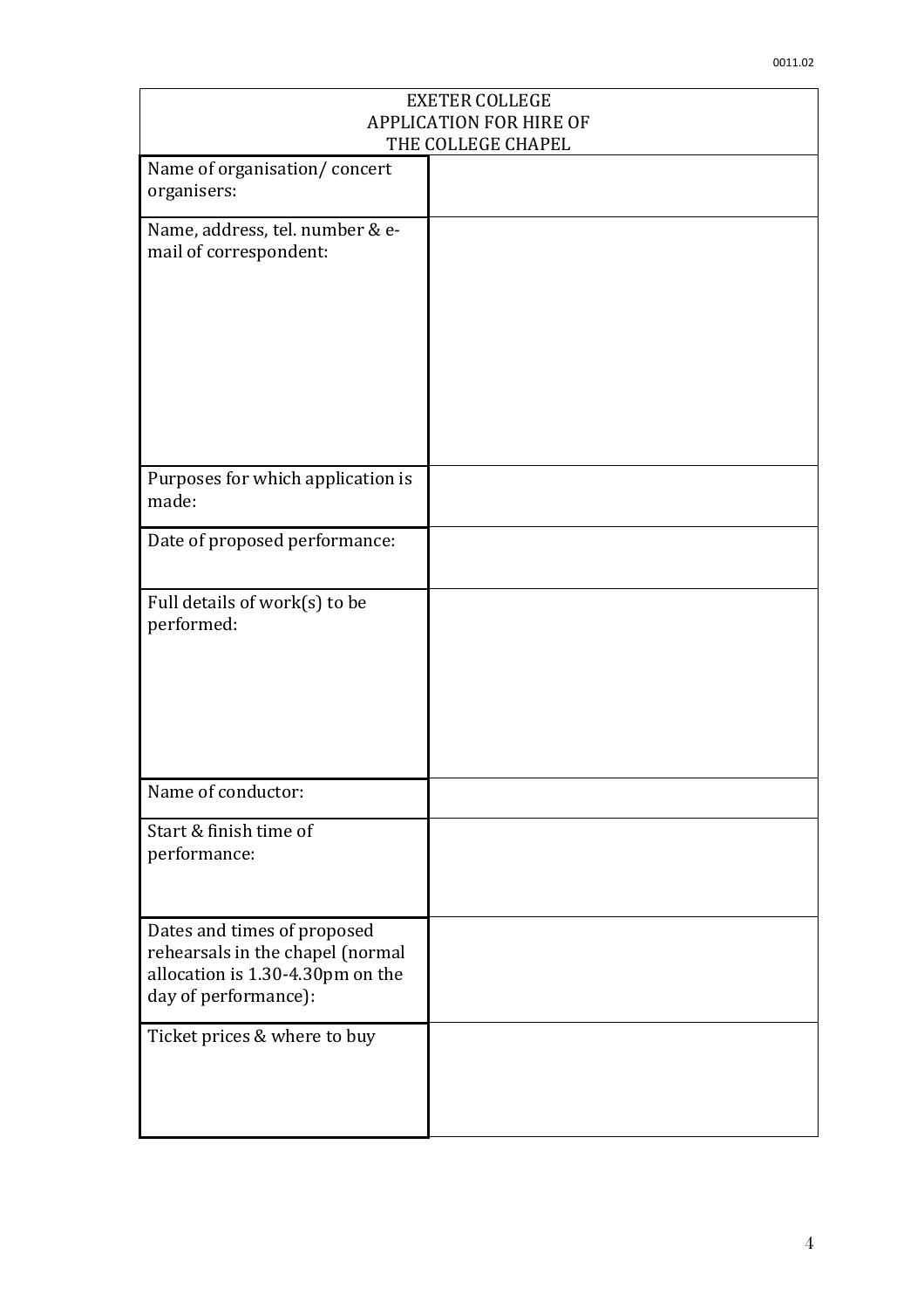0011.02

| EXETER COLLEGE APPLICATION FOR HIRE OF THE COLLEGE CHAPEL | |
|---|---|
| Name of organisation/ concert organisers: | |
| Name, address, tel. number & e-mail of correspondent: | |
| Purposes for which application is made: | |
| Date of proposed performance: | |
| Full details of work(s) to be performed: | |
| Name of conductor: | |
| Start & finish time of performance: | |
| Dates and times of proposed rehearsals in the chapel (normal allocation is 1.30-4.30pm on the day of performance): | |
| Ticket prices & where to buy | |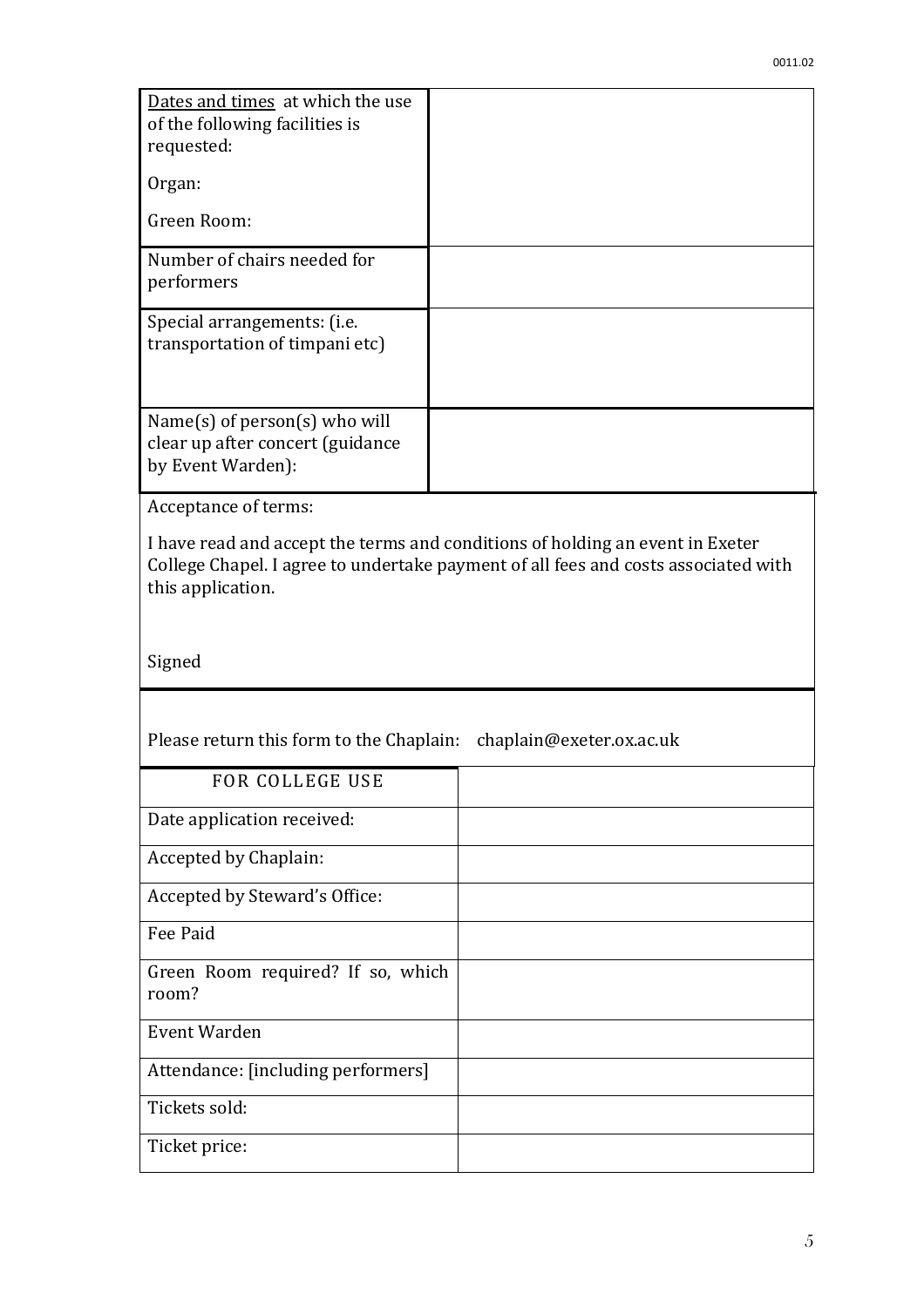| | |
|---|---|
| Dates and times at which the use of the following facilities is requested:<br><br>Organ:<br><br>Green Room: | |
| Number of chairs needed for performers | |
| Special arrangements: (i.e. transportation of timpani etc) | |
| Name(s) of person(s) who will clear up after concert (guidance by Event Warden): | |

Acceptance of terms:

I have read and accept the terms and conditions of holding an event in Exeter College Chapel. I agree to undertake payment of all fees and costs associated with this application.

Signed

Please return this form to the Chaplain: chaplain@exeter.ox.ac.uk

| FOR COLLEGE USE | |
|---|---|
| Date application received: | |
| Accepted by Chaplain: | |
| Accepted by Steward's Office: | |
| Fee Paid | |
| Green Room required? If so, which room? | |
| Event Warden | |
| Attendance: [including performers] | |
| Tickets sold: | |
| Ticket price: | |